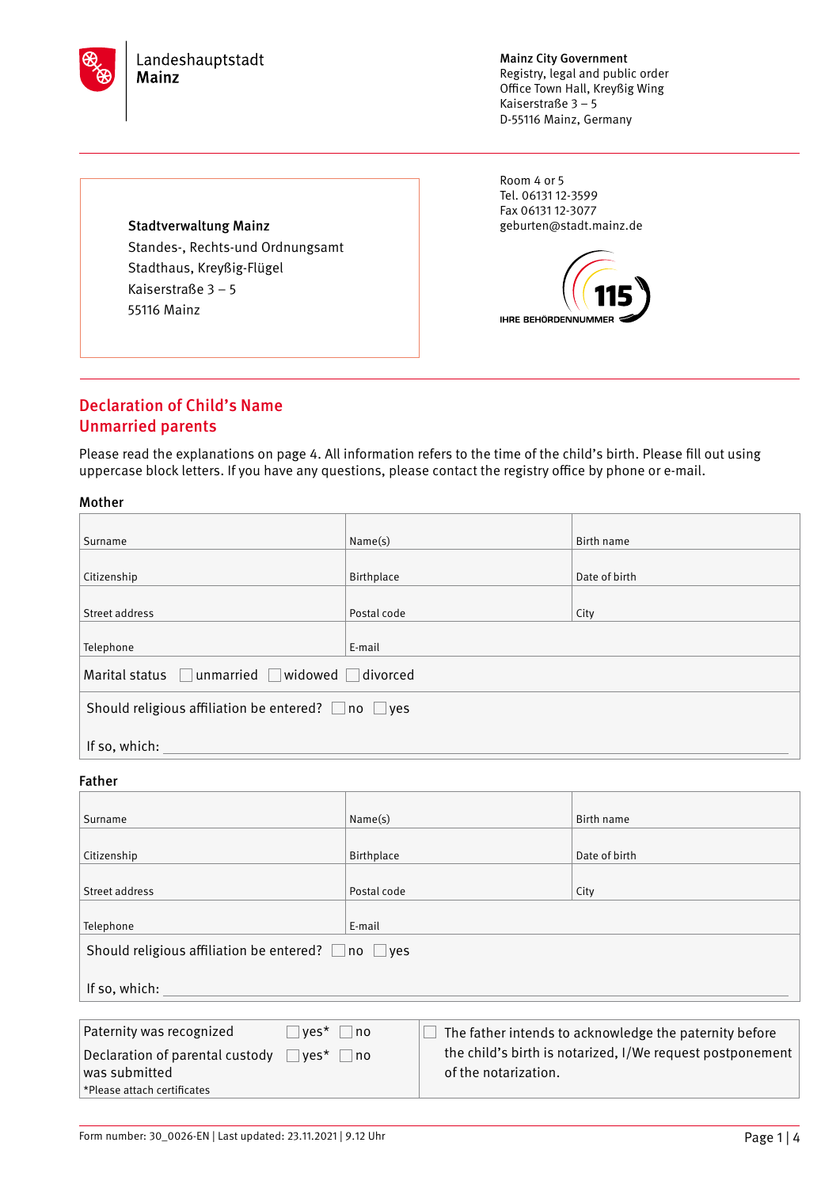Landeshauptstadt
**Mainz**

**Mainz City Government**
Registry, legal and public order
Office Town Hall, Kreyßig Wing
Kaiserstraße 3 – 5
D-55116 Mainz, Germany

**Stadtverwaltung Mainz**
Standes-, Rechts-und Ordnungsamt
Stadthaus, Kreyßig-Flügel
Kaiserstraße 3 – 5
55116 Mainz

Room 4 or 5
Tel. 06131 12-3599
Fax 06131 12-3077
geburten@stadt.mainz.de

115 IHRE BEHÖRDENNUMMER

## Declaration of Child's Name
## Unmarried parents

Please read the explanations on page 4. All information refers to the time of the child's birth. Please fill out using uppercase block letters. If you have any questions, please contact the registry office by phone or e-mail.

### Mother

| Surname | Name(s) | Birth name |
|---|---|---|
| Citizenship | Birthplace | Date of birth |
| Street address | Postal code | City |
| Telephone | E-mail | |

Marital status ☐ unmarried ☐ widowed ☐ divorced

Should religious affiliation be entered? ☐ no ☐ yes

If so, which: ______________________

### Father

| Surname | Name(s) | Birth name |
|---|---|---|
| Citizenship | Birthplace | Date of birth |
| Street address | Postal code | City |
| Telephone | E-mail | |

Should religious affiliation be entered? ☐ no ☐ yes

If so, which: ______________________

| | | |
|---|---|---|
| Paternity was recognized | ☐ yes* ☐ no | ☐ The father intends to acknowledge the paternity before the child's birth is notarized, I/We request postponement of the notarization. |
| Declaration of parental custody was submitted | ☐ yes* ☐ no | |
| *Please attach certificates | | |

Form number: 30_0026-EN | Last updated: 23.11.2021 | 9.12 Uhr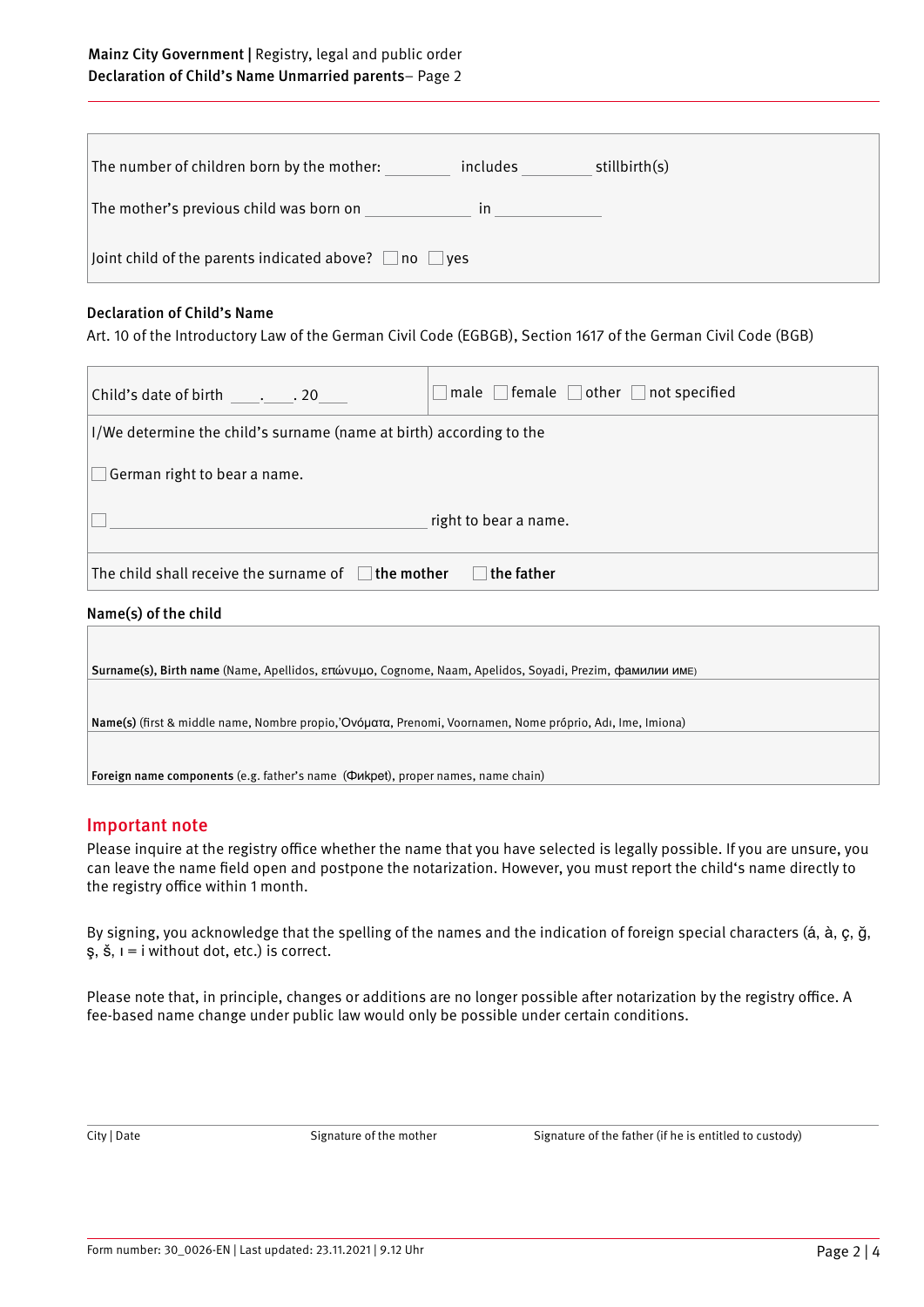The number of children born by the mother: ________ includes ________ stillbirth(s)

The mother's previous child was born on ____________ in ____________

Joint child of the parents indicated above? ☐ no ☐ yes

**Declaration of Child's Name**

Art. 10 of the Introductory Law of the German Civil Code (EGBGB), Section 1617 of the German Civil Code (BGB)

Child's date of birth ____.____. 20____ ☐ male ☐ female ☐ other ☐ not specified

I/We determine the child's surname (name at birth) according to the

☐ German right to bear a name.

☐ ______________________________ right to bear a name.

The child shall receive the surname of ☐ **the mother** ☐ **the father**

**Name(s) of the child**

**Surname(s), Birth name** (Name, Apellidos, επώνυμο, Cognome, Naam, Apelidos, Soyadi, Prezim, фамилии име)

**Name(s)** (first & middle name, Nombre propio,'Ονόματα, Prenomi, Voornamen, Nome próprio, Adı, Ime, Imiona)

**Foreign name components** (e.g. father's name (Фикрет), proper names, name chain)

## Important note

Please inquire at the registry office whether the name that you have selected is legally possible. If you are unsure, you can leave the name field open and postpone the notarization. However, you must report the child's name directly to the registry office within 1 month.

By signing, you acknowledge that the spelling of the names and the indication of foreign special characters (á, à, ç, ğ, ş, š, ı = i without dot, etc.) is correct.

Please note that, in principle, changes or additions are no longer possible after notarization by the registry office. A fee-based name change under public law would only be possible under certain conditions.

City | Date          Signature of the mother          Signature of the father (if he is entitled to custody)

Form number: 30_0026-EN | Last updated: 23.11.2021 | 9.12 Uhr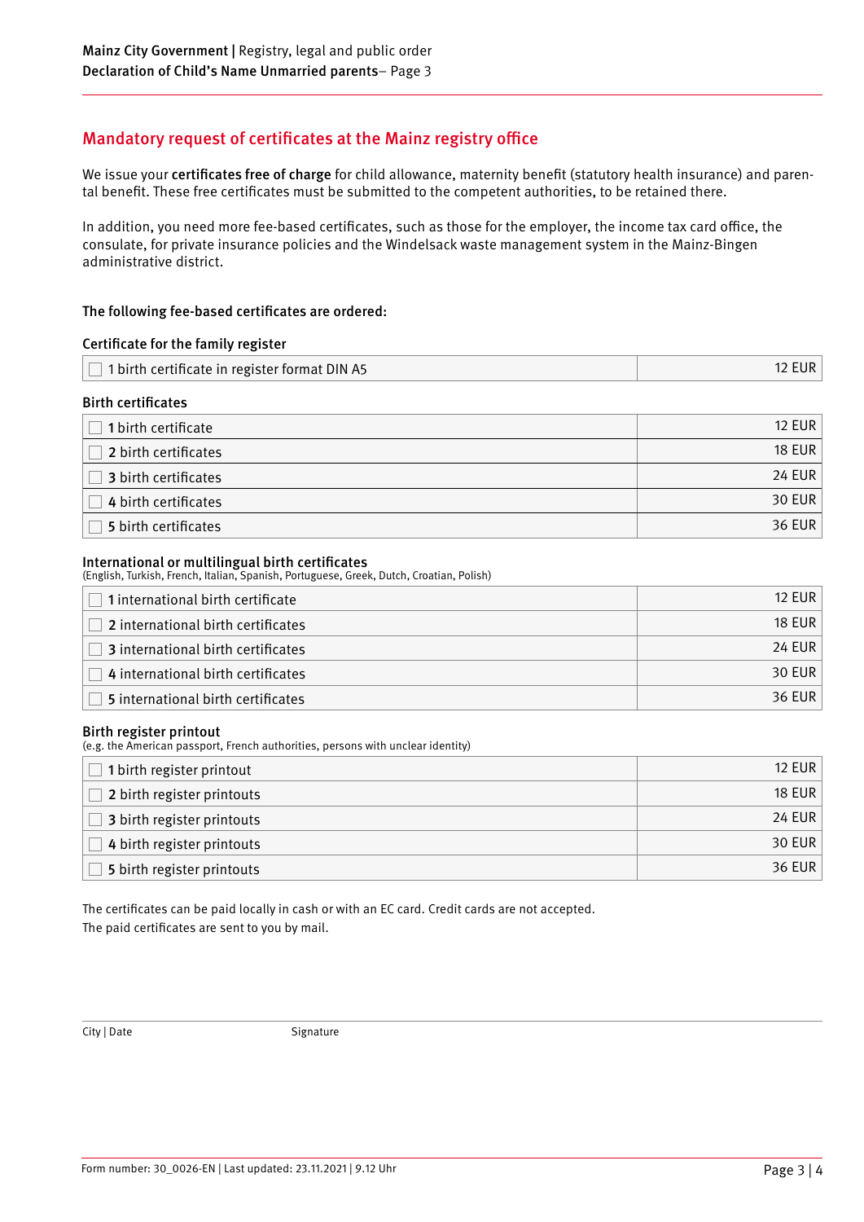## Mandatory request of certificates at the Mainz registry office

We issue your **certificates free of charge** for child allowance, maternity benefit (statutory health insurance) and parental benefit. These free certificates must be submitted to the competent authorities, to be retained there.

In addition, you need more fee-based certificates, such as those for the employer, the income tax card office, the consulate, for private insurance policies and the Windelsack waste management system in the Mainz-Bingen administrative district.

**The following fee-based certificates are ordered:**

**Certificate for the family register**

| | |
|---|---|
| ☐ 1 birth certificate in register format DIN A5 | 12 EUR |

**Birth certificates**

| | |
|---|---|
| ☐ **1** birth certificate | 12 EUR |
| ☐ **2** birth certificates | 18 EUR |
| ☐ **3** birth certificates | 24 EUR |
| ☐ **4** birth certificates | 30 EUR |
| ☐ **5** birth certificates | 36 EUR |

**International or multilingual birth certificates**
(English, Turkish, French, Italian, Spanish, Portuguese, Greek, Dutch, Croatian, Polish)

| | |
|---|---|
| ☐ **1** international birth certificate | 12 EUR |
| ☐ **2** international birth certificates | 18 EUR |
| ☐ **3** international birth certificates | 24 EUR |
| ☐ **4** international birth certificates | 30 EUR |
| ☐ **5** international birth certificates | 36 EUR |

**Birth register printout**
(e.g. the American passport, French authorities, persons with unclear identity)

| | |
|---|---|
| ☐ **1** birth register printout | 12 EUR |
| ☐ **2** birth register printouts | 18 EUR |
| ☐ **3** birth register printouts | 24 EUR |
| ☐ **4** birth register printouts | 30 EUR |
| ☐ **5** birth register printouts | 36 EUR |

The certificates can be paid locally in cash or with an EC card. Credit cards are not accepted.
The paid certificates are sent to you by mail.

City | Date Signature

Form number: 30_0026-EN | Last updated: 23.11.2021 | 9.12 Uhr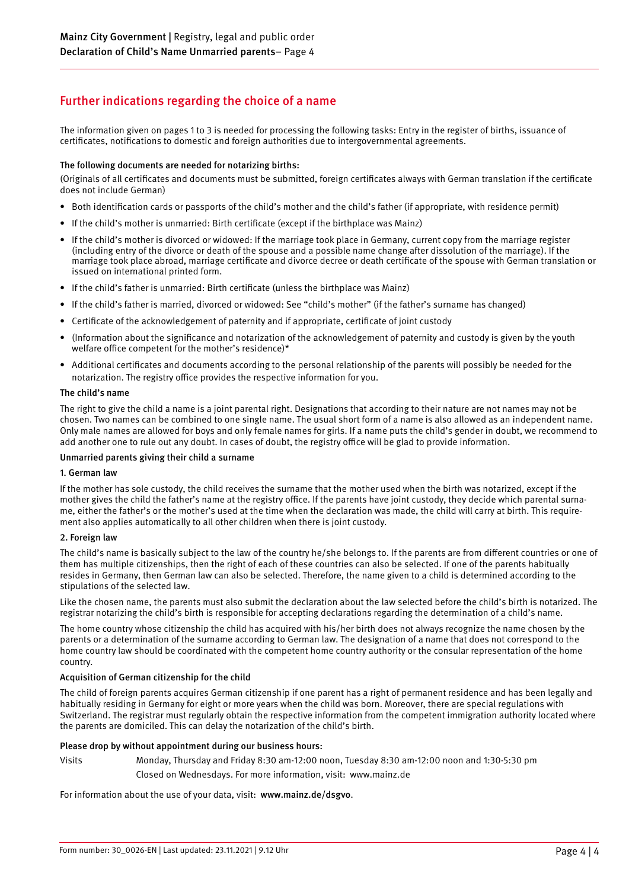## Further indications regarding the choice of a name

The information given on pages 1 to 3 is needed for processing the following tasks: Entry in the register of births, issuance of certificates, notifications to domestic and foreign authorities due to intergovernmental agreements.

**The following documents are needed for notarizing births:**

(Originals of all certificates and documents must be submitted, foreign certificates always with German translation if the certificate does not include German)

- Both identification cards or passports of the child's mother and the child's father (if appropriate, with residence permit)
- If the child's mother is unmarried: Birth certificate (except if the birthplace was Mainz)
- If the child's mother is divorced or widowed: If the marriage took place in Germany, current copy from the marriage register (including entry of the divorce or death of the spouse and a possible name change after dissolution of the marriage). If the marriage took place abroad, marriage certificate and divorce decree or death certificate of the spouse with German translation or issued on international printed form.
- If the child's father is unmarried: Birth certificate (unless the birthplace was Mainz)
- If the child's father is married, divorced or widowed: See "child's mother" (if the father's surname has changed)
- Certificate of the acknowledgement of paternity and if appropriate, certificate of joint custody
- (Information about the significance and notarization of the acknowledgement of paternity and custody is given by the youth welfare office competent for the mother's residence)*
- Additional certificates and documents according to the personal relationship of the parents will possibly be needed for the notarization. The registry office provides the respective information for you.

**The child's name**

The right to give the child a name is a joint parental right. Designations that according to their nature are not names may not be chosen. Two names can be combined to one single name. The usual short form of a name is also allowed as an independent name. Only male names are allowed for boys and only female names for girls. If a name puts the child's gender in doubt, we recommend to add another one to rule out any doubt. In cases of doubt, the registry office will be glad to provide information.

**Unmarried parents giving their child a surname**

**1. German law**

If the mother has sole custody, the child receives the surname that the mother used when the birth was notarized, except if the mother gives the child the father's name at the registry office. If the parents have joint custody, they decide which parental surname, either the father's or the mother's used at the time when the declaration was made, the child will carry at birth. This requirement also applies automatically to all other children when there is joint custody.

**2. Foreign law**

The child's name is basically subject to the law of the country he/she belongs to. If the parents are from different countries or one of them has multiple citizenships, then the right of each of these countries can also be selected. If one of the parents habitually resides in Germany, then German law can also be selected. Therefore, the name given to a child is determined according to the stipulations of the selected law.

Like the chosen name, the parents must also submit the declaration about the law selected before the child's birth is notarized. The registrar notarizing the child's birth is responsible for accepting declarations regarding the determination of a child's name.

The home country whose citizenship the child has acquired with his/her birth does not always recognize the name chosen by the parents or a determination of the surname according to German law. The designation of a name that does not correspond to the home country law should be coordinated with the competent home country authority or the consular representation of the home country.

**Acquisition of German citizenship for the child**

The child of foreign parents acquires German citizenship if one parent has a right of permanent residence and has been legally and habitually residing in Germany for eight or more years when the child was born. Moreover, there are special regulations with Switzerland. The registrar must regularly obtain the respective information from the competent immigration authority located where the parents are domiciled. This can delay the notarization of the child's birth.

**Please drop by without appointment during our business hours:**

| | |
|---|---|
| Visits | Monday, Thursday and Friday 8:30 am-12:00 noon, Tuesday 8:30 am-12:00 noon and 1:30-5:30 pm |
| | Closed on Wednesdays. For more information, visit: www.mainz.de |

For information about the use of your data, visit: **www.mainz.de/dsgvo**.

Form number: 30_0026-EN | Last updated: 23.11.2021 | 9.12 Uhr